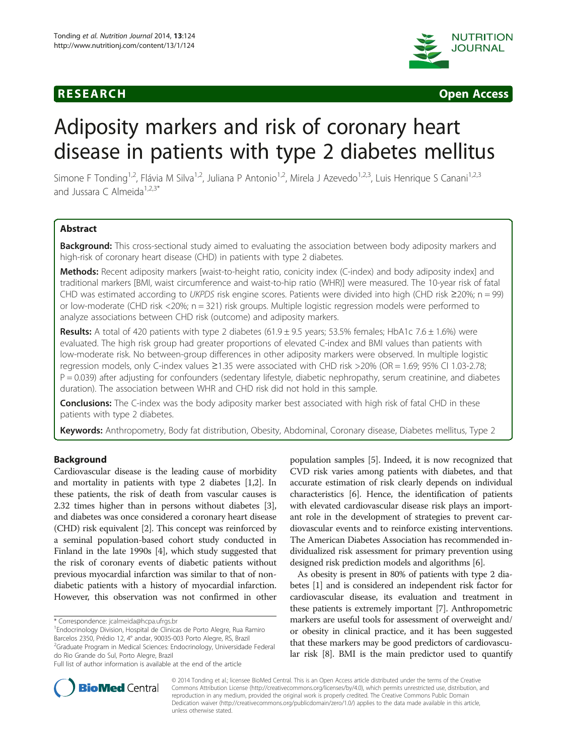**RESEARCH** **Open Access**

# Adiposity markers and risk of coronary heart disease in patients with type 2 diabetes mellitus

Simone F Tonding[1,2], Flávia M Silva[1,2], Juliana P Antonio[1,2], Mirela J Azevedo[1,2,3], Luis Henrique S Canani[1,2,3] and Jussara C Almeida[1,2,3*]

## Abstract

**Background:** This cross-sectional study aimed to evaluating the association between body adiposity markers and high-risk of coronary heart disease (CHD) in patients with type 2 diabetes.

**Methods:** Recent adiposity markers [waist-to-height ratio, conicity index (C-index) and body adiposity index] and traditional markers [BMI, waist circumference and waist-to-hip ratio (WHR)] were measured. The 10-year risk of fatal CHD was estimated according to *UKPDS* risk engine scores. Patients were divided into high (CHD risk ≥20%; n = 99) or low-moderate (CHD risk <20%; n = 321) risk groups. Multiple logistic regression models were performed to analyze associations between CHD risk (outcome) and adiposity markers.

**Results:** A total of 420 patients with type 2 diabetes (61.9 ± 9.5 years; 53.5% females; HbA1c 7.6 ± 1.6%) were evaluated. The high risk group had greater proportions of elevated C-index and BMI values than patients with low-moderate risk. No between-group differences in other adiposity markers were observed. In multiple logistic regression models, only C-index values ≥1.35 were associated with CHD risk >20% (OR = 1.69; 95% CI 1.03-2.78; P = 0.039) after adjusting for confounders (sedentary lifestyle, diabetic nephropathy, serum creatinine, and diabetes duration). The association between WHR and CHD risk did not hold in this sample.

**Conclusions:** The C-index was the body adiposity marker best associated with high risk of fatal CHD in these patients with type 2 diabetes.

**Keywords:** Anthropometry, Body fat distribution, Obesity, Abdominal, Coronary disease, Diabetes mellitus, Type 2

## Background

Cardiovascular disease is the leading cause of morbidity and mortality in patients with type 2 diabetes [1,2]. In these patients, the risk of death from vascular causes is 2.32 times higher than in persons without diabetes [3], and diabetes was once considered a coronary heart disease (CHD) risk equivalent [2]. This concept was reinforced by a seminal population-based cohort study conducted in Finland in the late 1990s [4], which study suggested that the risk of coronary events of diabetic patients without previous myocardial infarction was similar to that of non-diabetic patients with a history of myocardial infarction. However, this observation was not confirmed in other population samples [5]. Indeed, it is now recognized that CVD risk varies among patients with diabetes, and that accurate estimation of risk clearly depends on individual characteristics [6]. Hence, the identification of patients with elevated cardiovascular disease risk plays an important role in the development of strategies to prevent cardiovascular events and to reinforce existing interventions. The American Diabetes Association has recommended individualized risk assessment for primary prevention using designed risk prediction models and algorithms [6].

As obesity is present in 80% of patients with type 2 diabetes [1] and is considered an independent risk factor for cardiovascular disease, its evaluation and treatment in these patients is extremely important [7]. Anthropometric markers are useful tools for assessment of overweight and/or obesity in clinical practice, and it has been suggested that these markers may be good predictors of cardiovascular risk [8]. BMI is the main predictor used to quantify

\* Correspondence: jcalmeida@hcpa.ufrgs.br
[1]Endocrinology Division, Hospital de Clinicas de Porto Alegre, Rua Ramiro Barcelos 2350, Prédio 12, 4° andar, 90035-003 Porto Alegre, RS, Brazil
[2]Graduate Program in Medical Sciences: Endocrinology, Universidade Federal do Rio Grande do Sul, Porto Alegre, Brazil
Full list of author information is available at the end of the article

© 2014 Tonding et al.; licensee BioMed Central. This is an Open Access article distributed under the terms of the Creative Commons Attribution License (http://creativecommons.org/licenses/by/4.0), which permits unrestricted use, distribution, and reproduction in any medium, provided the original work is properly credited. The Creative Commons Public Domain Dedication waiver (http://creativecommons.org/publicdomain/zero/1.0/) applies to the data made available in this article, unless otherwise stated.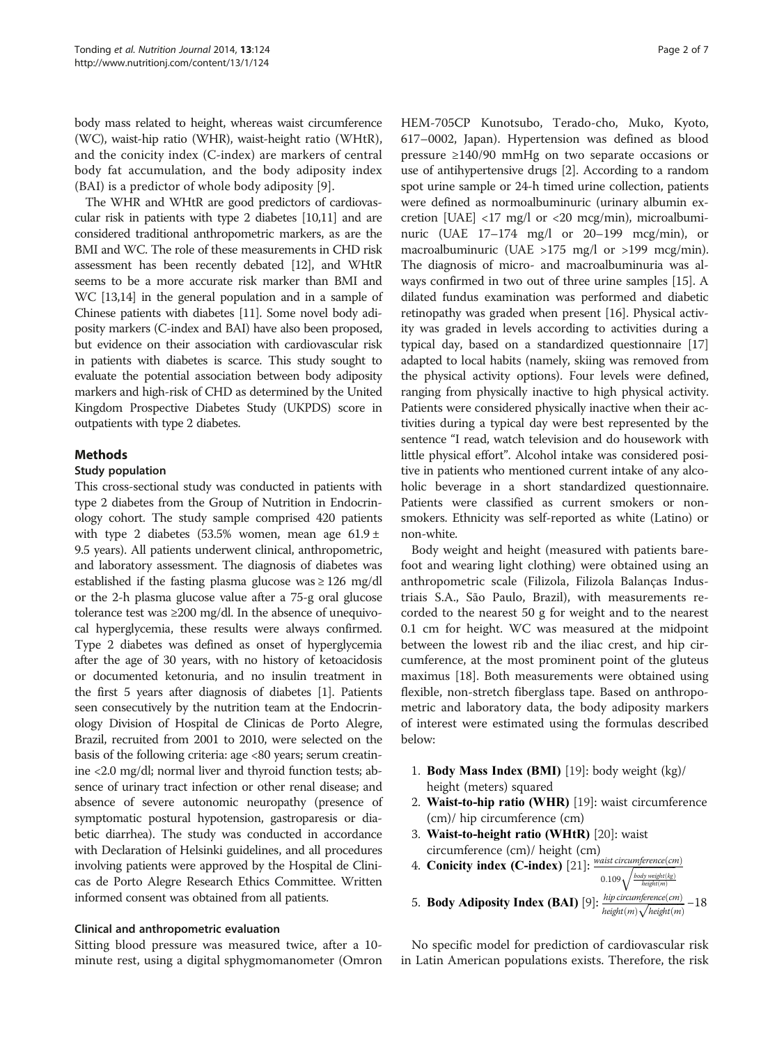body mass related to height, whereas waist circumference (WC), waist-hip ratio (WHR), waist-height ratio (WHtR), and the conicity index (C-index) are markers of central body fat accumulation, and the body adiposity index (BAI) is a predictor of whole body adiposity [9].

The WHR and WHtR are good predictors of cardiovascular risk in patients with type 2 diabetes [10,11] and are considered traditional anthropometric markers, as are the BMI and WC. The role of these measurements in CHD risk assessment has been recently debated [12], and WHtR seems to be a more accurate risk marker than BMI and WC [13,14] in the general population and in a sample of Chinese patients with diabetes [11]. Some novel body adiposity markers (C-index and BAI) have also been proposed, but evidence on their association with cardiovascular risk in patients with diabetes is scarce. This study sought to evaluate the potential association between body adiposity markers and high-risk of CHD as determined by the United Kingdom Prospective Diabetes Study (UKPDS) score in outpatients with type 2 diabetes.

## Methods

### Study population

This cross-sectional study was conducted in patients with type 2 diabetes from the Group of Nutrition in Endocrinology cohort. The study sample comprised 420 patients with type 2 diabetes (53.5% women, mean age 61.9 ± 9.5 years). All patients underwent clinical, anthropometric, and laboratory assessment. The diagnosis of diabetes was established if the fasting plasma glucose was ≥ 126 mg/dl or the 2-h plasma glucose value after a 75-g oral glucose tolerance test was ≥200 mg/dl. In the absence of unequivocal hyperglycemia, these results were always confirmed. Type 2 diabetes was defined as onset of hyperglycemia after the age of 30 years, with no history of ketoacidosis or documented ketonuria, and no insulin treatment in the first 5 years after diagnosis of diabetes [1]. Patients seen consecutively by the nutrition team at the Endocrinology Division of Hospital de Clinicas de Porto Alegre, Brazil, recruited from 2001 to 2010, were selected on the basis of the following criteria: age <80 years; serum creatinine <2.0 mg/dl; normal liver and thyroid function tests; absence of urinary tract infection or other renal disease; and absence of severe autonomic neuropathy (presence of symptomatic postural hypotension, gastroparesis or diabetic diarrhea). The study was conducted in accordance with Declaration of Helsinki guidelines, and all procedures involving patients were approved by the Hospital de Clinicas de Porto Alegre Research Ethics Committee. Written informed consent was obtained from all patients.

### Clinical and anthropometric evaluation

Sitting blood pressure was measured twice, after a 10-minute rest, using a digital sphygmomanometer (Omron HEM-705CP Kunotsubo, Terado-cho, Muko, Kyoto, 617–0002, Japan). Hypertension was defined as blood pressure ≥140/90 mmHg on two separate occasions or use of antihypertensive drugs [2]. According to a random spot urine sample or 24-h timed urine collection, patients were defined as normoalbuminuric (urinary albumin excretion [UAE] <17 mg/l or <20 mcg/min), microalbuminuric (UAE 17–174 mg/l or 20–199 mcg/min), or macroalbuminuric (UAE >175 mg/l or >199 mcg/min). The diagnosis of micro- and macroalbuminuria was always confirmed in two out of three urine samples [15]. A dilated fundus examination was performed and diabetic retinopathy was graded when present [16]. Physical activity was graded in levels according to activities during a typical day, based on a standardized questionnaire [17] adapted to local habits (namely, skiing was removed from the physical activity options). Four levels were defined, ranging from physically inactive to high physical activity. Patients were considered physically inactive when their activities during a typical day were best represented by the sentence "I read, watch television and do housework with little physical effort". Alcohol intake was considered positive in patients who mentioned current intake of any alcoholic beverage in a short standardized questionnaire. Patients were classified as current smokers or nonsmokers. Ethnicity was self-reported as white (Latino) or non-white.

Body weight and height (measured with patients barefoot and wearing light clothing) were obtained using an anthropometric scale (Filizola, Filizola Balanças Industriais S.A., São Paulo, Brazil), with measurements recorded to the nearest 50 g for weight and to the nearest 0.1 cm for height. WC was measured at the midpoint between the lowest rib and the iliac crest, and hip circumference, at the most prominent point of the gluteus maximus [18]. Both measurements were obtained using flexible, non-stretch fiberglass tape. Based on anthropometric and laboratory data, the body adiposity markers of interest were estimated using the formulas described below:

1. **Body Mass Index (BMI)** [19]: body weight (kg)/ height (meters) squared
2. **Waist-to-hip ratio (WHR)** [19]: waist circumference (cm)/ hip circumference (cm)
3. **Waist-to-height ratio (WHtR)** [20]: waist circumference (cm)/ height (cm)
4. **Conicity index (C-index)** [21]: $\frac{waist\ circumference(cm)}{0.109\sqrt{\frac{body\ weight(kg)}{height(m)}}}$
5. **Body Adiposity Index (BAI)** [9]: $\frac{hip\ circumference(cm)}{height(m)\sqrt{height(m)}}-18$

No specific model for prediction of cardiovascular risk in Latin American populations exists. Therefore, the risk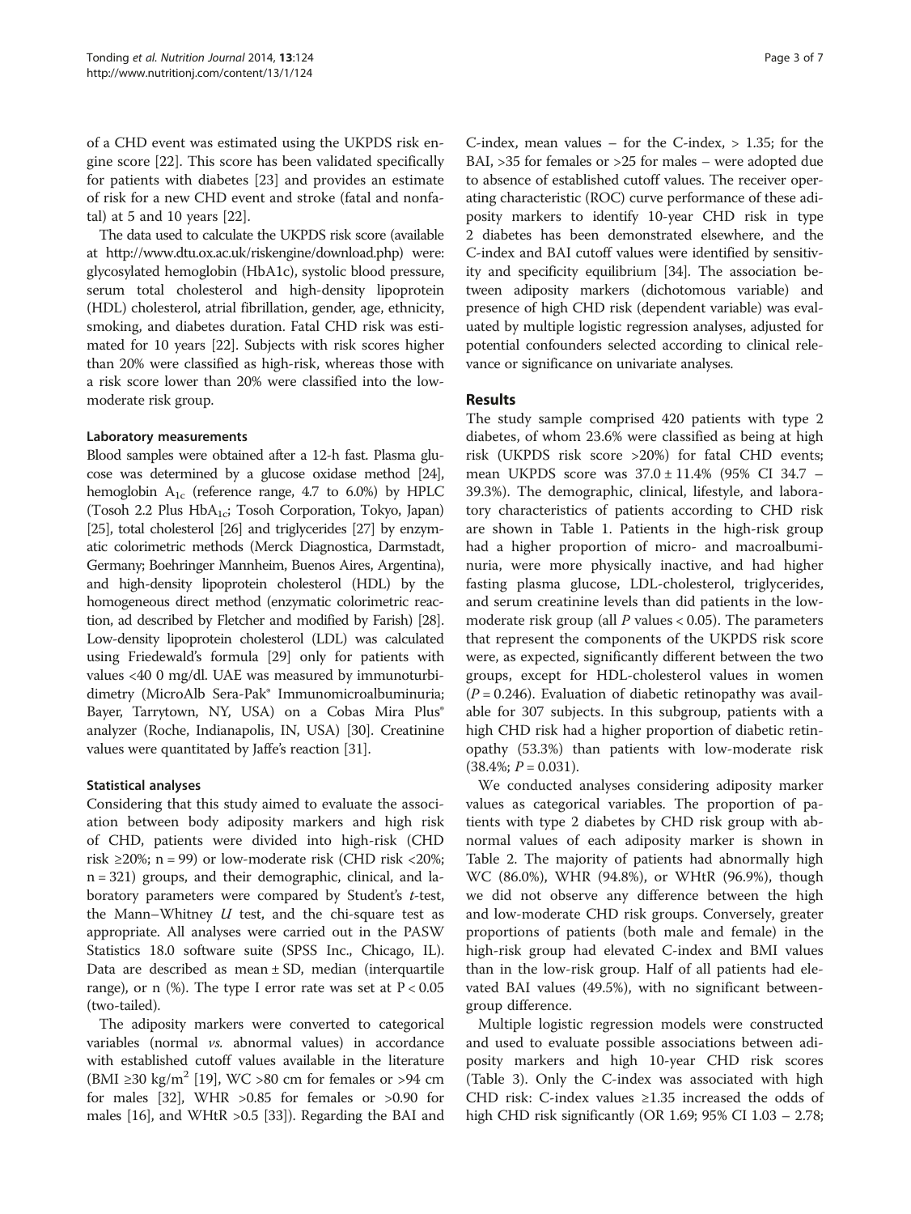of a CHD event was estimated using the UKPDS risk engine score [22]. This score has been validated specifically for patients with diabetes [23] and provides an estimate of risk for a new CHD event and stroke (fatal and nonfatal) at 5 and 10 years [22].

The data used to calculate the UKPDS risk score (available at http://www.dtu.ox.ac.uk/riskengine/download.php) were: glycosylated hemoglobin (HbA1c), systolic blood pressure, serum total cholesterol and high-density lipoprotein (HDL) cholesterol, atrial fibrillation, gender, age, ethnicity, smoking, and diabetes duration. Fatal CHD risk was estimated for 10 years [22]. Subjects with risk scores higher than 20% were classified as high-risk, whereas those with a risk score lower than 20% were classified into the low-moderate risk group.

### Laboratory measurements

Blood samples were obtained after a 12-h fast. Plasma glucose was determined by a glucose oxidase method [24], hemoglobin $A_{1c}$ (reference range, 4.7 to 6.0%) by HPLC (Tosoh 2.2 Plus $HbA_{1c}$; Tosoh Corporation, Tokyo, Japan) [25], total cholesterol [26] and triglycerides [27] by enzymatic colorimetric methods (Merck Diagnostica, Darmstadt, Germany; Boehringer Mannheim, Buenos Aires, Argentina), and high-density lipoprotein cholesterol (HDL) by the homogeneous direct method (enzymatic colorimetric reaction, ad described by Fletcher and modified by Farish) [28]. Low-density lipoprotein cholesterol (LDL) was calculated using Friedewald's formula [29] only for patients with values <40 0 mg/dl. UAE was measured by immunoturbidimetry (MicroAlb Sera-Pak® Immunomicroalbuminuria; Bayer, Tarrytown, NY, USA) on a Cobas Mira Plus® analyzer (Roche, Indianapolis, IN, USA) [30]. Creatinine values were quantitated by Jaffe's reaction [31].

### Statistical analyses

Considering that this study aimed to evaluate the association between body adiposity markers and high risk of CHD, patients were divided into high-risk (CHD risk ≥20%; n = 99) or low-moderate risk (CHD risk <20%; n = 321) groups, and their demographic, clinical, and laboratory parameters were compared by Student's *t*-test, the Mann–Whitney *U* test, and the chi-square test as appropriate. All analyses were carried out in the PASW Statistics 18.0 software suite (SPSS Inc., Chicago, IL). Data are described as mean ± SD, median (interquartile range), or n (%). The type I error rate was set at $P < 0.05$ (two-tailed).

The adiposity markers were converted to categorical variables (normal *vs.* abnormal values) in accordance with established cutoff values available in the literature (BMI ≥30 kg/$m^2$ [19], WC >80 cm for females or >94 cm for males [32], WHR >0.85 for females or >0.90 for males [16], and WHtR >0.5 [33]). Regarding the BAI and C-index, mean values – for the C-index, > 1.35; for the BAI, >35 for females or >25 for males – were adopted due to absence of established cutoff values. The receiver operating characteristic (ROC) curve performance of these adiposity markers to identify 10-year CHD risk in type 2 diabetes has been demonstrated elsewhere, and the C-index and BAI cutoff values were identified by sensitivity and specificity equilibrium [34]. The association between adiposity markers (dichotomous variable) and presence of high CHD risk (dependent variable) was evaluated by multiple logistic regression analyses, adjusted for potential confounders selected according to clinical relevance or significance on univariate analyses.

## Results

The study sample comprised 420 patients with type 2 diabetes, of whom 23.6% were classified as being at high risk (UKPDS risk score >20%) for fatal CHD events; mean UKPDS score was 37.0 ± 11.4% (95% CI 34.7 – 39.3%). The demographic, clinical, lifestyle, and laboratory characteristics of patients according to CHD risk are shown in Table 1. Patients in the high-risk group had a higher proportion of micro- and macroalbuminuria, were more physically inactive, and had higher fasting plasma glucose, LDL-cholesterol, triglycerides, and serum creatinine levels than did patients in the low-moderate risk group (all *P* values < 0.05). The parameters that represent the components of the UKPDS risk score were, as expected, significantly different between the two groups, except for HDL-cholesterol values in women ($P = 0.246$). Evaluation of diabetic retinopathy was available for 307 subjects. In this subgroup, patients with a high CHD risk had a higher proportion of diabetic retinopathy (53.3%) than patients with low-moderate risk (38.4%; $P = 0.031$).

We conducted analyses considering adiposity marker values as categorical variables. The proportion of patients with type 2 diabetes by CHD risk group with abnormal values of each adiposity marker is shown in Table 2. The majority of patients had abnormally high WC (86.0%), WHR (94.8%), or WHtR (96.9%), though we did not observe any difference between the high and low-moderate CHD risk groups. Conversely, greater proportions of patients (both male and female) in the high-risk group had elevated C-index and BMI values than in the low-risk group. Half of all patients had elevated BAI values (49.5%), with no significant between-group difference.

Multiple logistic regression models were constructed and used to evaluate possible associations between adiposity markers and high 10-year CHD risk scores (Table 3). Only the C-index was associated with high CHD risk: C-index values ≥1.35 increased the odds of high CHD risk significantly (OR 1.69; 95% CI 1.03 – 2.78;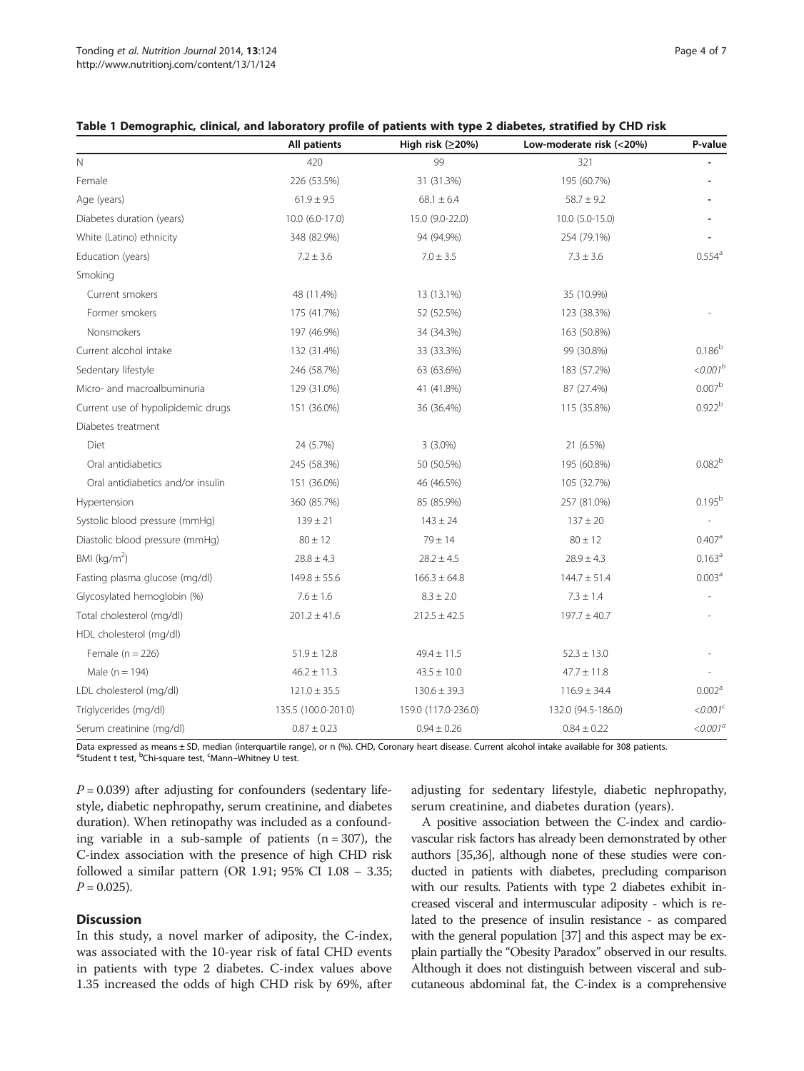**Table 1 Demographic, clinical, and laboratory profile of patients with type 2 diabetes, stratified by CHD risk**

| | All patients | High risk (≥20%) | Low-moderate risk (<20%) | P-value |
|---|---|---|---|---|
| N | 420 | 99 | 321 | - |
| Female | 226 (53.5%) | 31 (31.3%) | 195 (60.7%) | - |
| Age (years) | 61.9 ± 9.5 | 68.1 ± 6.4 | 58.7 ± 9.2 | - |
| Diabetes duration (years) | 10.0 (6.0-17.0) | 15.0 (9.0-22.0) | 10.0 (5.0-15.0) | - |
| White (Latino) ethnicity | 348 (82.9%) | 94 (94.9%) | 254 (79.1%) | - |
| Education (years) | 7.2 ± 3.6 | 7.0 ± 3.5 | 7.3 ± 3.6 | 0.554[a] |
| Smoking | | | | |
| Current smokers | 48 (11.4%) | 13 (13.1%) | 35 (10.9%) | |
| Former smokers | 175 (41.7%) | 52 (52.5%) | 123 (38.3%) | - |
| Nonsmokers | 197 (46.9%) | 34 (34.3%) | 163 (50.8%) | |
| Current alcohol intake | 132 (31.4%) | 33 (33.3%) | 99 (30.8%) | 0.186[b] |
| Sedentary lifestyle | 246 (58.7%) | 63 (63.6%) | 183 (57.2%) | *<0.001*[b] |
| Micro- and macroalbuminuria | 129 (31.0%) | 41 (41.8%) | 87 (27.4%) | 0.007[b] |
| Current use of hypolipidemic drugs | 151 (36.0%) | 36 (36.4%) | 115 (35.8%) | 0.922[b] |
| Diabetes treatment | | | | |
| Diet | 24 (5.7%) | 3 (3.0%) | 21 (6.5%) | |
| Oral antidiabetics | 245 (58.3%) | 50 (50.5%) | 195 (60.8%) | 0.082[b] |
| Oral antidiabetics and/or insulin | 151 (36.0%) | 46 (46.5%) | 105 (32.7%) | |
| Hypertension | 360 (85.7%) | 85 (85.9%) | 257 (81.0%) | 0.195[b] |
| Systolic blood pressure (mmHg) | 139 ± 21 | 143 ± 24 | 137 ± 20 | - |
| Diastolic blood pressure (mmHg) | 80 ± 12 | 79 ± 14 | 80 ± 12 | 0.407[a] |
| BMI (kg/m$^2$) | 28.8 ± 4.3 | 28.2 ± 4.5 | 28.9 ± 4.3 | 0.163[a] |
| Fasting plasma glucose (mg/dl) | 149.8 ± 55.6 | 166.3 ± 64.8 | 144.7 ± 51.4 | 0.003[a] |
| Glycosylated hemoglobin (%) | 7.6 ± 1.6 | 8.3 ± 2.0 | 7.3 ± 1.4 | - |
| Total cholesterol (mg/dl) | 201.2 ± 41.6 | 212.5 ± 42.5 | 197.7 ± 40.7 | - |
| HDL cholesterol (mg/dl) | | | | |
| Female (n = 226) | 51.9 ± 12.8 | 49.4 ± 11.5 | 52.3 ± 13.0 | - |
| Male (n = 194) | 46.2 ± 11.3 | 43.5 ± 10.0 | 47.7 ± 11.8 | - |
| LDL cholesterol (mg/dl) | 121.0 ± 35.5 | 130.6 ± 39.3 | 116.9 ± 34.4 | 0.002[a] |
| Triglycerides (mg/dl) | 135.5 (100.0-201.0) | 159.0 (117.0-236.0) | 132.0 (94.5-186.0) | *<0.001*[c] |
| Serum creatinine (mg/dl) | 0.87 ± 0.23 | 0.94 ± 0.26 | 0.84 ± 0.22 | *<0.001*[a] |

Data expressed as means ± SD, median (interquartile range), or n (%). CHD, Coronary heart disease. Current alcohol intake available for 308 patients.
[a]Student t test, [b]Chi-square test, [c]Mann–Whitney U test.

$P = 0.039$) after adjusting for confounders (sedentary lifestyle, diabetic nephropathy, serum creatinine, and diabetes duration). When retinopathy was included as a confounding variable in a sub-sample of patients (n = 307), the C-index association with the presence of high CHD risk followed a similar pattern (OR 1.91; 95% CI 1.08 – 3.35; $P = 0.025$).

## Discussion

In this study, a novel marker of adiposity, the C-index, was associated with the 10-year risk of fatal CHD events in patients with type 2 diabetes. C-index values above 1.35 increased the odds of high CHD risk by 69%, after adjusting for sedentary lifestyle, diabetic nephropathy, serum creatinine, and diabetes duration (years).

A positive association between the C-index and cardiovascular risk factors has already been demonstrated by other authors [35,36], although none of these studies were conducted in patients with diabetes, precluding comparison with our results. Patients with type 2 diabetes exhibit increased visceral and intermuscular adiposity - which is related to the presence of insulin resistance - as compared with the general population [37] and this aspect may be explain partially the "Obesity Paradox" observed in our results. Although it does not distinguish between visceral and subcutaneous abdominal fat, the C-index is a comprehensive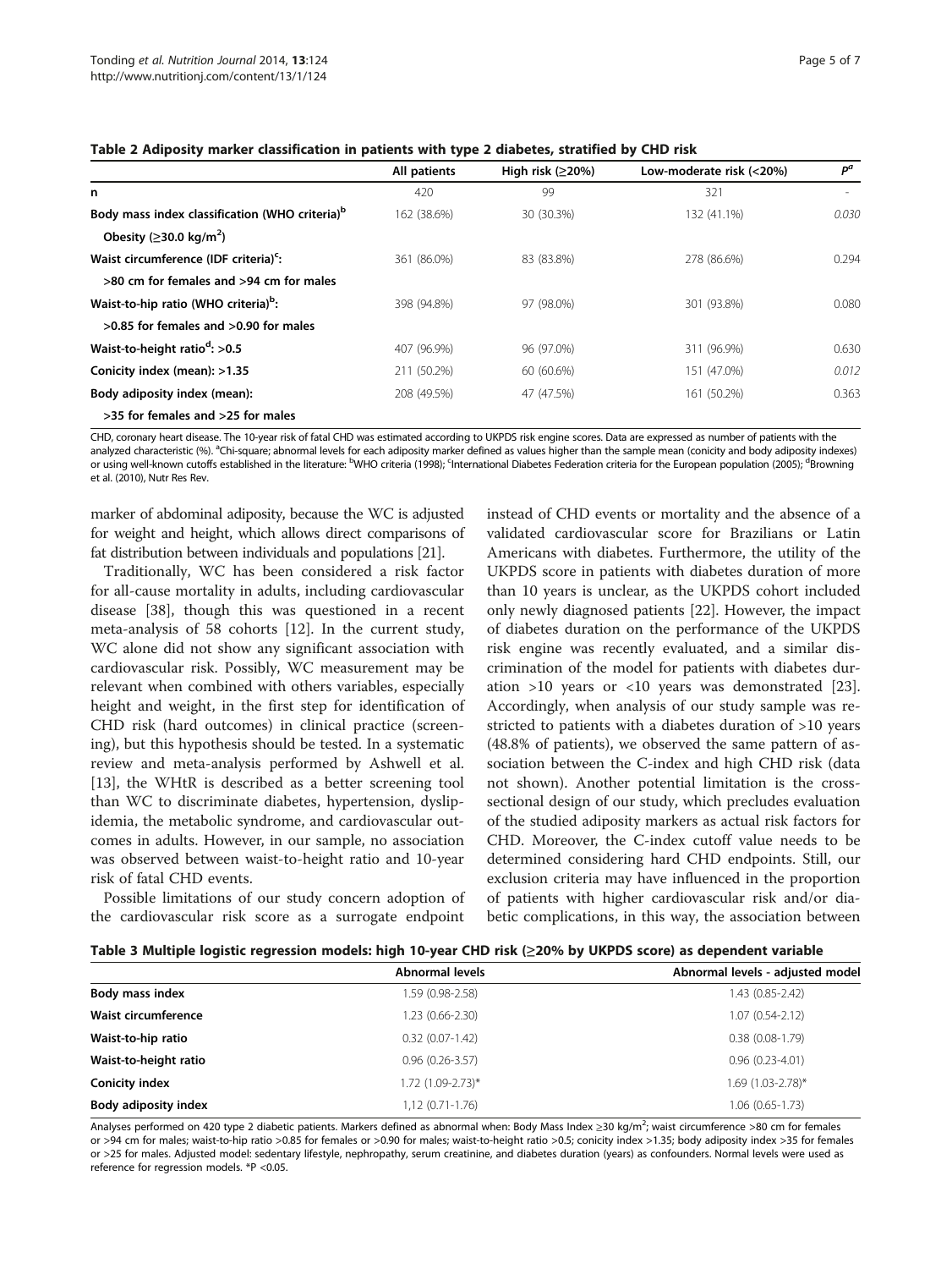**Table 2 Adiposity marker classification in patients with type 2 diabetes, stratified by CHD risk**

| | All patients | High risk (≥20%) | Low-moderate risk (<20%) | $P^a$ |
|---|---|---|---|---|
| n | 420 | 99 | 321 | - |
| Body mass index classification (WHO criteria)[b] Obesity (≥30.0 kg/m$^2$) | 162 (38.6%) | 30 (30.3%) | 132 (41.1%) | *0.030* |
| Waist circumference (IDF criteria)[c]: >80 cm for females and >94 cm for males | 361 (86.0%) | 83 (83.8%) | 278 (86.6%) | 0.294 |
| Waist-to-hip ratio (WHO criteria)[b]: >0.85 for females and >0.90 for males | 398 (94.8%) | 97 (98.0%) | 301 (93.8%) | 0.080 |
| Waist-to-height ratio[d]: >0.5 | 407 (96.9%) | 96 (97.0%) | 311 (96.9%) | 0.630 |
| Conicity index (mean): >1.35 | 211 (50.2%) | 60 (60.6%) | 151 (47.0%) | *0.012* |
| Body adiposity index (mean): >35 for females and >25 for males | 208 (49.5%) | 47 (47.5%) | 161 (50.2%) | 0.363 |

CHD, coronary heart disease. The 10-year risk of fatal CHD was estimated according to UKPDS risk engine scores. Data are expressed as number of patients with the analyzed characteristic (%). [a]Chi-square; abnormal levels for each adiposity marker defined as values higher than the sample mean (conicity and body adiposity indexes) or using well-known cutoffs established in the literature: [b]WHO criteria (1998); [c]International Diabetes Federation criteria for the European population (2005); [d]Browning et al. (2010), Nutr Res Rev.

marker of abdominal adiposity, because the WC is adjusted for weight and height, which allows direct comparisons of fat distribution between individuals and populations [21].

Traditionally, WC has been considered a risk factor for all-cause mortality in adults, including cardiovascular disease [38], though this was questioned in a recent meta-analysis of 58 cohorts [12]. In the current study, WC alone did not show any significant association with cardiovascular risk. Possibly, WC measurement may be relevant when combined with others variables, especially height and weight, in the first step for identification of CHD risk (hard outcomes) in clinical practice (screening), but this hypothesis should be tested. In a systematic review and meta-analysis performed by Ashwell et al. [13], the WHtR is described as a better screening tool than WC to discriminate diabetes, hypertension, dyslipidemia, the metabolic syndrome, and cardiovascular outcomes in adults. However, in our sample, no association was observed between waist-to-height ratio and 10-year risk of fatal CHD events.

Possible limitations of our study concern adoption of the cardiovascular risk score as a surrogate endpoint instead of CHD events or mortality and the absence of a validated cardiovascular score for Brazilians or Latin Americans with diabetes. Furthermore, the utility of the UKPDS score in patients with diabetes duration of more than 10 years is unclear, as the UKPDS cohort included only newly diagnosed patients [22]. However, the impact of diabetes duration on the performance of the UKPDS risk engine was recently evaluated, and a similar discrimination of the model for patients with diabetes duration >10 years or <10 years was demonstrated [23]. Accordingly, when analysis of our study sample was restricted to patients with a diabetes duration of >10 years (48.8% of patients), we observed the same pattern of association between the C-index and high CHD risk (data not shown). Another potential limitation is the cross-sectional design of our study, which precludes evaluation of the studied adiposity markers as actual risk factors for CHD. Moreover, the C-index cutoff value needs to be determined considering hard CHD endpoints. Still, our exclusion criteria may have influenced in the proportion of patients with higher cardiovascular risk and/or diabetic complications, in this way, the association between

**Table 3 Multiple logistic regression models: high 10-year CHD risk (≥20% by UKPDS score) as dependent variable**

| | Abnormal levels | Abnormal levels - adjusted model |
|---|---|---|
| Body mass index | 1.59 (0.98-2.58) | 1.43 (0.85-2.42) |
| Waist circumference | 1.23 (0.66-2.30) | 1.07 (0.54-2.12) |
| Waist-to-hip ratio | 0.32 (0.07-1.42) | 0.38 (0.08-1.79) |
| Waist-to-height ratio | 0.96 (0.26-3.57) | 0.96 (0.23-4.01) |
| Conicity index | 1.72 (1.09-2.73)* | 1.69 (1.03-2.78)* |
| Body adiposity index | 1,12 (0.71-1.76) | 1.06 (0.65-1.73) |

Analyses performed on 420 type 2 diabetic patients. Markers defined as abnormal when: Body Mass Index ≥30 kg/m$^2$; waist circumference >80 cm for females or >94 cm for males; waist-to-hip ratio >0.85 for females or >0.90 for males; waist-to-height ratio >0.5; conicity index >1.35; body adiposity index >35 for females or >25 for males. Adjusted model: sedentary lifestyle, nephropathy, serum creatinine, and diabetes duration (years) as confounders. Normal levels were used as reference for regression models. *P <0.05.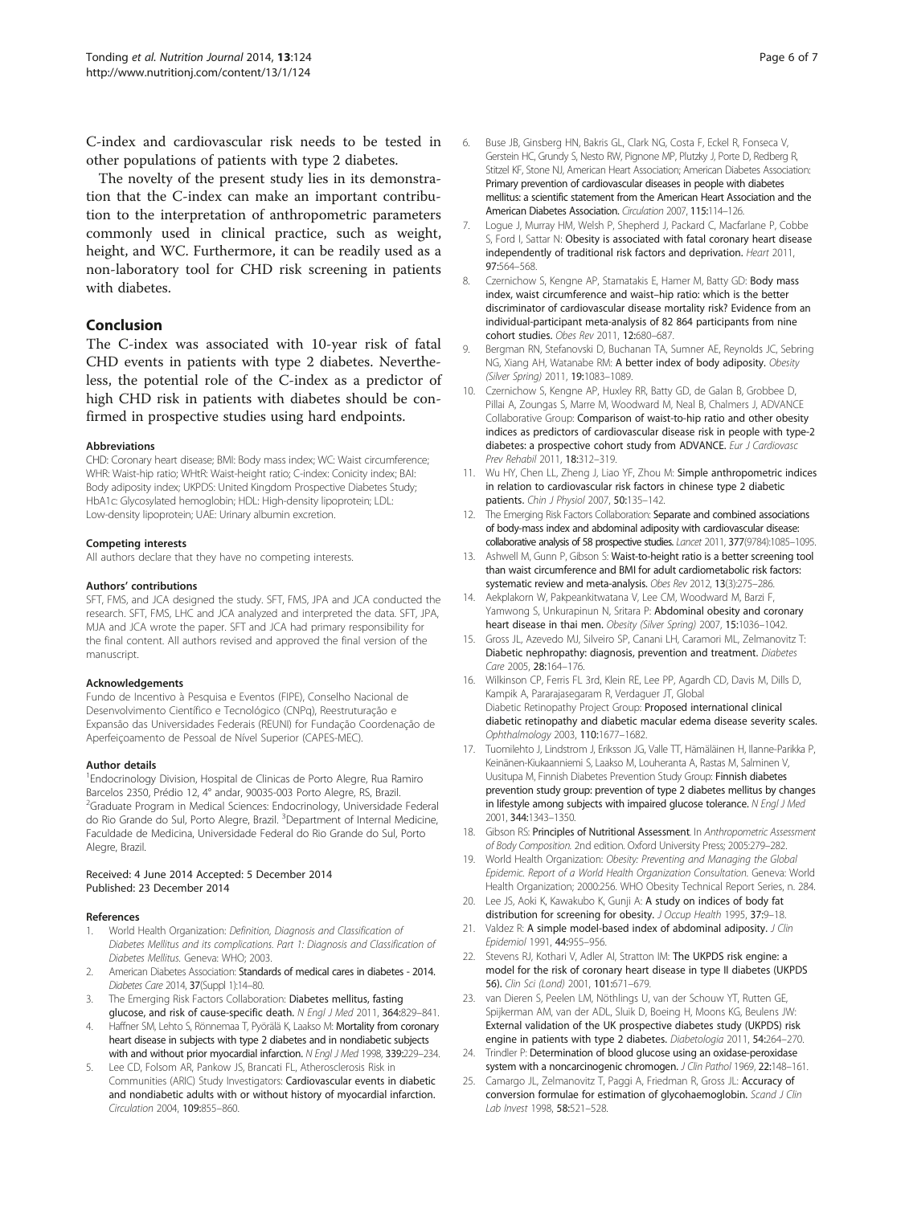C-index and cardiovascular risk needs to be tested in other populations of patients with type 2 diabetes.

The novelty of the present study lies in its demonstration that the C-index can make an important contribution to the interpretation of anthropometric parameters commonly used in clinical practice, such as weight, height, and WC. Furthermore, it can be readily used as a non-laboratory tool for CHD risk screening in patients with diabetes.

## Conclusion

The C-index was associated with 10-year risk of fatal CHD events in patients with type 2 diabetes. Nevertheless, the potential role of the C-index as a predictor of high CHD risk in patients with diabetes should be confirmed in prospective studies using hard endpoints.

#### Abbreviations

CHD: Coronary heart disease; BMI: Body mass index; WC: Waist circumference; WHR: Waist-hip ratio; WHtR: Waist-height ratio; C-index: Conicity index; BAI: Body adiposity index; UKPDS: United Kingdom Prospective Diabetes Study; HbA1c: Glycosylated hemoglobin; HDL: High-density lipoprotein; LDL: Low-density lipoprotein; UAE: Urinary albumin excretion.

#### Competing interests

All authors declare that they have no competing interests.

#### Authors' contributions

SFT, FMS, and JCA designed the study. SFT, FMS, JPA and JCA conducted the research. SFT, FMS, LHC and JCA analyzed and interpreted the data. SFT, JPA, MJA and JCA wrote the paper. SFT and JCA had primary responsibility for the final content. All authors revised and approved the final version of the manuscript.

#### Acknowledgements

Fundo de Incentivo à Pesquisa e Eventos (FIPE), Conselho Nacional de Desenvolvimento Científico e Tecnológico (CNPq), Reestruturação e Expansão das Universidades Federais (REUNI) for Fundação Coordenação de Aperfeiçoamento de Pessoal de Nível Superior (CAPES-MEC).

#### Author details

[1]Endocrinology Division, Hospital de Clinicas de Porto Alegre, Rua Ramiro Barcelos 2350, Prédio 12, 4° andar, 90035-003 Porto Alegre, RS, Brazil. [2]Graduate Program in Medical Sciences: Endocrinology, Universidade Federal do Rio Grande do Sul, Porto Alegre, Brazil. [3]Department of Internal Medicine, Faculdade de Medicina, Universidade Federal do Rio Grande do Sul, Porto Alegre, Brazil.

Received: 4 June 2014 Accepted: 5 December 2014
Published: 23 December 2014

#### References

1. World Health Organization: *Definition, Diagnosis and Classification of Diabetes Mellitus and its complications. Part 1: Diagnosis and Classification of Diabetes Mellitus.* Geneva: WHO; 2003.
2. American Diabetes Association: **Standards of medical cares in diabetes - 2014.** *Diabetes Care* 2014, **37**(Suppl 1):14–80.
3. The Emerging Risk Factors Collaboration: **Diabetes mellitus, fasting glucose, and risk of cause-specific death.** *N Engl J Med* 2011, **364:**829–841.
4. Haffner SM, Lehto S, Rönnemaa T, Pyörälä K, Laakso M: **Mortality from coronary heart disease in subjects with type 2 diabetes and in nondiabetic subjects with and without prior myocardial infarction.** *N Engl J Med* 1998, **339:**229–234.
5. Lee CD, Folsom AR, Pankow JS, Brancati FL, Atherosclerosis Risk in Communities (ARIC) Study Investigators: **Cardiovascular events in diabetic and nondiabetic adults with or without history of myocardial infarction.** *Circulation* 2004, **109:**855–860.
6. Buse JB, Ginsberg HN, Bakris GL, Clark NG, Costa F, Eckel R, Fonseca V, Gerstein HC, Grundy S, Nesto RW, Pignone MP, Plutzky J, Porte D, Redberg R, Stitzel KF, Stone NJ, American Heart Association; American Diabetes Association: **Primary prevention of cardiovascular diseases in people with diabetes mellitus: a scientific statement from the American Heart Association and the American Diabetes Association.** *Circulation* 2007, **115:**114–126.
7. Logue J, Murray HM, Welsh P, Shepherd J, Packard C, Macfarlane P, Cobbe S, Ford I, Sattar N: **Obesity is associated with fatal coronary heart disease independently of traditional risk factors and deprivation.** *Heart* 2011, **97:**564–568.
8. Czernichow S, Kengne AP, Stamatakis E, Hamer M, Batty GD: **Body mass index, waist circumference and waist–hip ratio: which is the better discriminator of cardiovascular disease mortality risk? Evidence from an individual-participant meta-analysis of 82 864 participants from nine cohort studies.** *Obes Rev* 2011, **12:**680–687.
9. Bergman RN, Stefanovski D, Buchanan TA, Sumner AE, Reynolds JC, Sebring NG, Xiang AH, Watanabe RM: **A better index of body adiposity.** *Obesity (Silver Spring)* 2011, **19:**1083–1089.
10. Czernichow S, Kengne AP, Huxley RR, Batty GD, de Galan B, Grobbee D, Pillai A, Zoungas S, Marre M, Woodward M, Neal B, Chalmers J, ADVANCE Collaborative Group: **Comparison of waist-to-hip ratio and other obesity indices as predictors of cardiovascular disease risk in people with type-2 diabetes: a prospective cohort study from ADVANCE.** *Eur J Cardiovasc Prev Rehabil* 2011, **18:**312–319.
11. Wu HY, Chen LL, Zheng J, Liao YF, Zhou M: **Simple anthropometric indices in relation to cardiovascular risk factors in chinese type 2 diabetic patients.** *Chin J Physiol* 2007, **50:**135–142.
12. The Emerging Risk Factors Collaboration: **Separate and combined associations of body-mass index and abdominal adiposity with cardiovascular disease: collaborative analysis of 58 prospective studies.** *Lancet* 2011, **377**(9784):1085–1095.
13. Ashwell M, Gunn P, Gibson S: **Waist-to-height ratio is a better screening tool than waist circumference and BMI for adult cardiometabolic risk factors: systematic review and meta-analysis.** *Obes Rev* 2012, **13**(3):275–286.
14. Aekplakorn W, Pakpeankitwatana V, Lee CM, Woodward M, Barzi F, Yamwong S, Unkurapinun N, Sritara P: **Abdominal obesity and coronary heart disease in thai men.** *Obesity (Silver Spring)* 2007, **15:**1036–1042.
15. Gross JL, Azevedo MJ, Silveiro SP, Canani LH, Caramori ML, Zelmanovitz T: **Diabetic nephropathy: diagnosis, prevention and treatment.** *Diabetes Care* 2005, **28:**164–176.
16. Wilkinson CP, Ferris FL 3rd, Klein RE, Lee PP, Agardh CD, Davis M, Dills D, Kampik A, Pararajasegaram R, Verdaguer JT, Global Diabetic Retinopathy Project Group: **Proposed international clinical diabetic retinopathy and diabetic macular edema disease severity scales.** *Ophthalmology* 2003, **110:**1677–1682.
17. Tuomilehto J, Lindstrom J, Eriksson JG, Valle TT, Hämäläinen H, Ilanne-Parikka P, Keinänen-Kiukaanniemi S, Laakso M, Louheranta A, Rastas M, Salminen V, Uusitupa M, Finnish Diabetes Prevention Study Group: **Finnish diabetes prevention study group: prevention of type 2 diabetes mellitus by changes in lifestyle among subjects with impaired glucose tolerance.** *N Engl J Med* 2001, **344:**1343–1350.
18. Gibson RS: **Principles of Nutritional Assessment**. In *Anthropometric Assessment of Body Composition.* 2nd edition. Oxford University Press; 2005:279–282.
19. World Health Organization: *Obesity: Preventing and Managing the Global Epidemic. Report of a World Health Organization Consultation.* Geneva: World Health Organization; 2000:256. WHO Obesity Technical Report Series, n. 284.
20. Lee JS, Aoki K, Kawakubo K, Gunji A: **A study on indices of body fat distribution for screening for obesity.** *J Occup Health* 1995, **37:**9–18.
21. Valdez R: **A simple model-based index of abdominal adiposity.** *J Clin Epidemiol* 1991, **44:**955–956.
22. Stevens RJ, Kothari V, Adler AI, Stratton IM: **The UKPDS risk engine: a model for the risk of coronary heart disease in type II diabetes (UKPDS 56).** *Clin Sci (Lond)* 2001, **101:**671–679.
23. van Dieren S, Peelen LM, Nöthlings U, van der Schouw YT, Rutten GE, Spijkerman AM, van der ADL, Sluik D, Boeing H, Moons KG, Beulens JW: **External validation of the UK prospective diabetes study (UKPDS) risk engine in patients with type 2 diabetes.** *Diabetologia* 2011, **54:**264–270.
24. Trindler P: **Determination of blood glucose using an oxidase-peroxidase system with a noncarcinogenic chromogen.** *J Clin Pathol* 1969, **22:**148–161.
25. Camargo JL, Zelmanovitz T, Paggi A, Friedman R, Gross JL: **Accuracy of conversion formulae for estimation of glycohaemoglobin.** *Scand J Clin Lab Invest* 1998, **58:**521–528.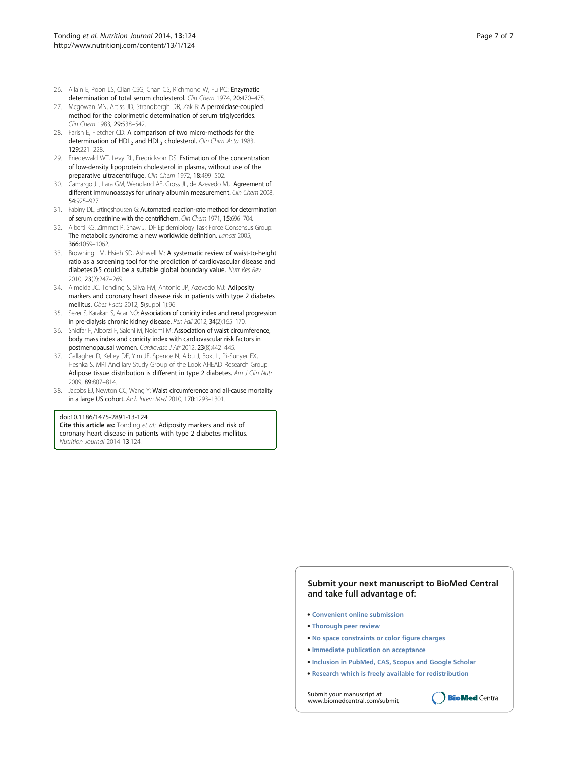26. Allain E, Poon LS, Clian CSG, Chan CS, Richmond W, Fu PC: **Enzymatic determination of total serum cholesterol.** *Clin Chem* 1974, **20:**470–475.
27. Mcgowan MN, Artiss JD, Strandbergh DR, Zak B: **A peroxidase-coupled method for the colorimetric determination of serum triglycerides.** *Clin Chem* 1983, **29:**538–542.
28. Farish E, Fletcher CD: **A comparison of two micro-methods for the determination of $HDL_2$ and $HDL_3$ cholesterol.** *Clin Chim Acta* 1983, **129:**221–228.
29. Friedewald WT, Levy RL, Fredrickson DS: **Estimation of the concentration of low-density lipoprotein cholesterol in plasma, without use of the preparative ultracentrifuge.** *Clin Chem* 1972, **18:**499–502.
30. Camargo JL, Lara GM, Wendland AE, Gross JL, de Azevedo MJ: **Agreement of different immunoassays for urinary albumin measurement.** *Clin Chem* 2008, **54:**925–927.
31. Fabiny DL, Ertingshousen G: **Automated reaction-rate method for determination of serum creatinine with the centrifichem.** *Clin Chem* 1971, **15:**696–704.
32. Alberti KG, Zimmet P, Shaw J, IDF Epidemiology Task Force Consensus Group: **The metabolic syndrome: a new worldwide definition.** *Lancet* 2005, **366:**1059–1062.
33. Browning LM, Hsieh SD, Ashwell M: **A systematic review of waist-to-height ratio as a screening tool for the prediction of cardiovascular disease and diabetes:0·5 could be a suitable global boundary value.** *Nutr Res Rev* 2010, **23**(2):247–269.
34. Almeida JC, Tonding S, Silva FM, Antonio JP, Azevedo MJ: **Adiposity markers and coronary heart disease risk in patients with type 2 diabetes mellitus.** *Obes Facts* 2012, **5**(suppl 1):96.
35. Sezer S, Karakan S, Acar NÖ: **Association of conicity index and renal progression in pre-dialysis chronic kidney disease.** *Ren Fail* 2012, **34**(2):165–170.
36. Shidfar F, Alborzi F, Salehi M, Nojomi M: **Association of waist circumference, body mass index and conicity index with cardiovascular risk factors in postmenopausal women.** *Cardiovasc J Afr* 2012, **23**(8):442–445.
37. Gallagher D, Kelley DE, Yim JE, Spence N, Albu J, Boxt L, Pi-Sunyer FX, Heshka S, MRI Ancillary Study Group of the Look AHEAD Research Group: **Adipose tissue distribution is different in type 2 diabetes.** *Am J Clin Nutr* 2009, **89:**807–814.
38. Jacobs EJ, Newton CC, Wang Y: **Waist circumference and all-cause mortality in a large US cohort.** *Arch Intern Med* 2010, **170:**1293–1301.

doi:10.1186/1475-2891-13-124
**Cite this article as:** Tonding *et al.*: Adiposity markers and risk of coronary heart disease in patients with type 2 diabetes mellitus. *Nutrition Journal* 2014 **13**:124.

**Submit your next manuscript to BioMed Central and take full advantage of:**

- **Convenient online submission**
- **Thorough peer review**
- **No space constraints or color figure charges**
- **Immediate publication on acceptance**
- **Inclusion in PubMed, CAS, Scopus and Google Scholar**
- **Research which is freely available for redistribution**

Submit your manuscript at
www.biomedcentral.com/submit

BioMed Central